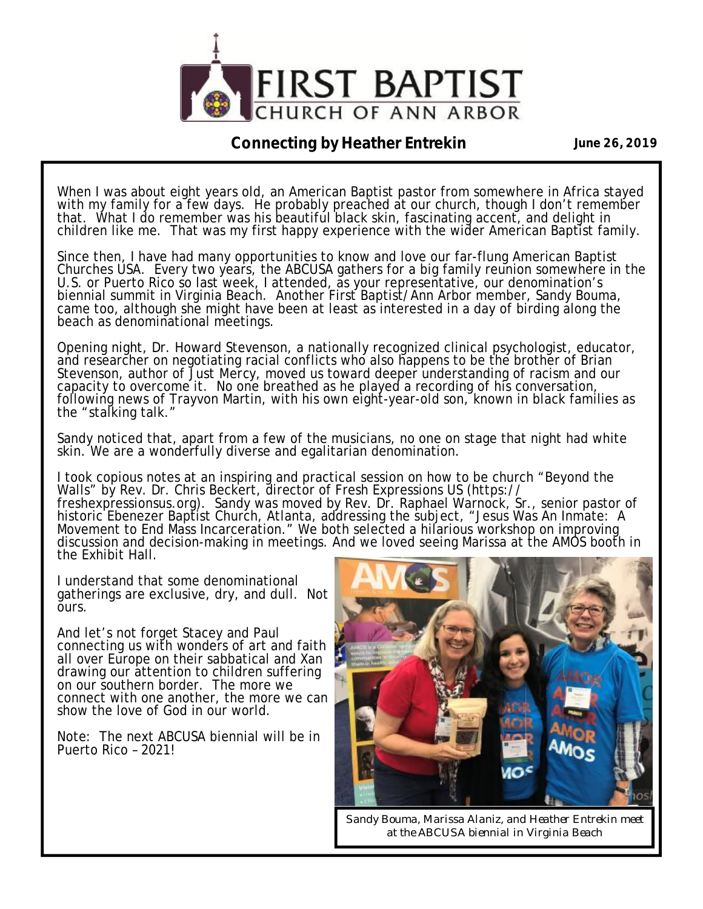# FIRST BAPTIST CHURCH OF ANN ARBOR

**Connecting by Heather Entrekin** **June 26, 2019**

When I was about eight years old, an American Baptist pastor from somewhere in Africa stayed with my family for a few days. He probably preached at our church, though I don't remember that. What I do remember was his beautiful black skin, fascinating accent, and delight in children like me. That was my first happy experience with the wider American Baptist family.

Since then, I have had many opportunities to know and love our far-flung American Baptist Churches USA. Every two years, the ABCUSA gathers for a big family reunion somewhere in the U.S. or Puerto Rico so last week, I attended, as your representative, our denomination's biennial summit in Virginia Beach. Another First Baptist/Ann Arbor member, Sandy Bouma, came too, although she might have been at least as interested in a day of birding along the beach as denominational meetings.

Opening night, Dr. Howard Stevenson, a nationally recognized clinical psychologist, educator, and researcher on negotiating racial conflicts who also happens to be the brother of Brian Stevenson, author of Just Mercy, moved us toward deeper understanding of racism and our capacity to overcome it. No one breathed as he played a recording of his conversation, following news of Trayvon Martin, with his own eight-year-old son, known in black families as the "stalking talk."

Sandy noticed that, apart from a few of the musicians, no one on stage that night had white skin. We are a wonderfully diverse and egalitarian denomination.

I took copious notes at an inspiring and practical session on how to be church "Beyond the Walls" by Rev. Dr. Chris Beckert, director of Fresh Expressions US (https://freshexpressionsus.org). Sandy was moved by Rev. Dr. Raphael Warnock, Sr., senior pastor of historic Ebenezer Baptist Church, Atlanta, addressing the subject, "Jesus Was An Inmate: A Movement to End Mass Incarceration." We both selected a hilarious workshop on improving discussion and decision-making in meetings. And we loved seeing Marissa at the AMOS booth in the Exhibit Hall.

I understand that some denominational gatherings are exclusive, dry, and dull. Not ours.

And let's not forget Stacey and Paul connecting us with wonders of art and faith all over Europe on their sabbatical and Xan drawing our attention to children suffering on our southern border. The more we connect with one another, the more we can show the love of God in our world.

Note: The next ABCUSA biennial will be in Puerto Rico – 2021!

*Sandy Bouma, Marissa Alaniz, and Heather Entrekin meet at the ABCUSA biennial in Virginia Beach*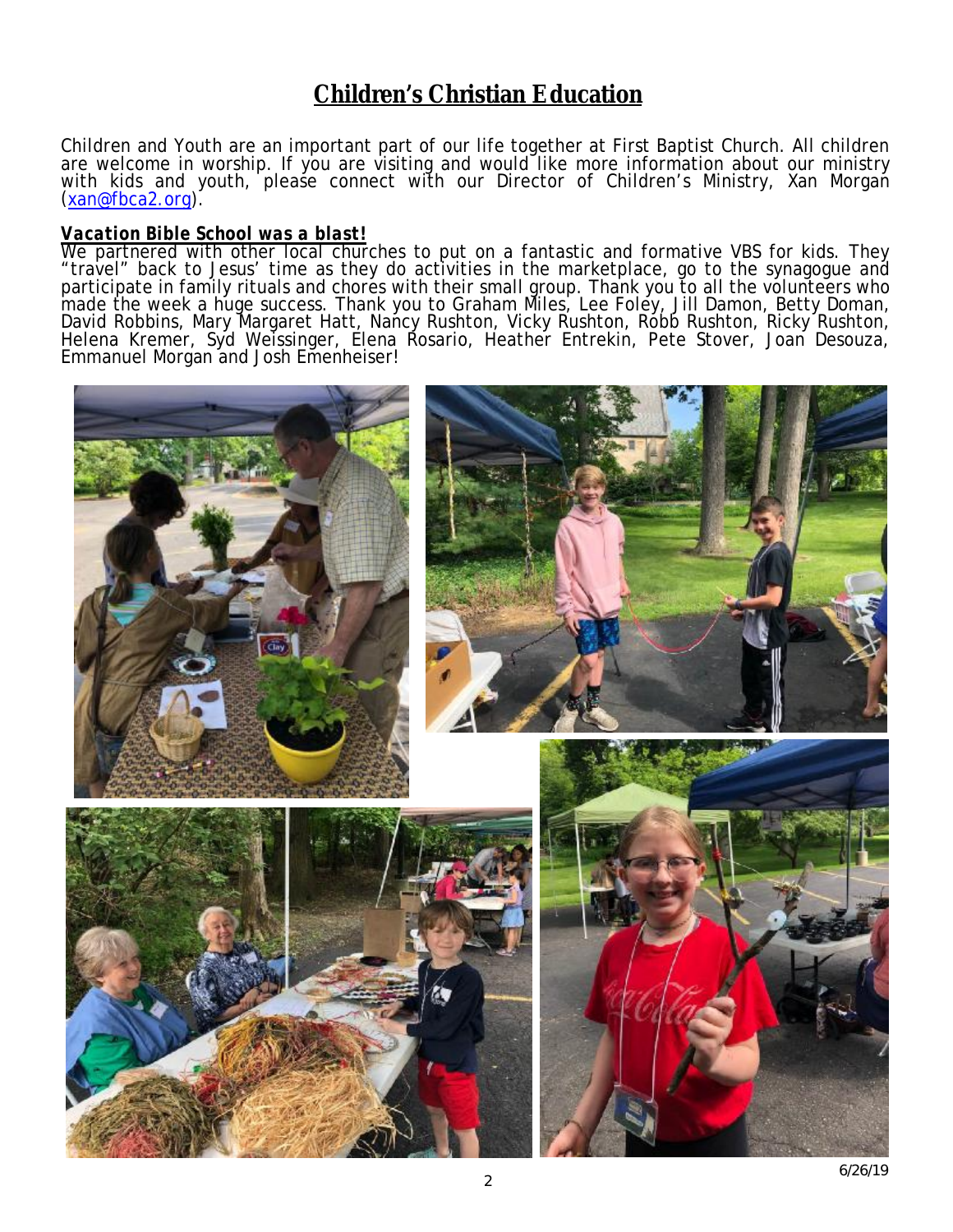# Children's Christian Education

Children and Youth are an important part of our life together at First Baptist Church. All children are welcome in worship. If you are visiting and would like more information about our ministry with kids and youth, please connect with our Director of Children's Ministry, Xan Morgan (xan@fbca2.org).

***Vacation Bible School was a blast!***

We partnered with other local churches to put on a fantastic and formative VBS for kids. They "travel" back to Jesus' time as they do activities in the marketplace, go to the synagogue and participate in family rituals and chores with their small group. Thank you to all the volunteers who made the week a huge success. Thank you to Graham Miles, Lee Foley, Jill Damon, Betty Doman, David Robbins, Mary Margaret Hatt, Nancy Rushton, Vicky Rushton, Robb Rushton, Ricky Rushton, Helena Kremer, Syd Weissinger, Elena Rosario, Heather Entrekin, Pete Stover, Joan Desouza, Emmanuel Morgan and Josh Emenheiser!

6/26/19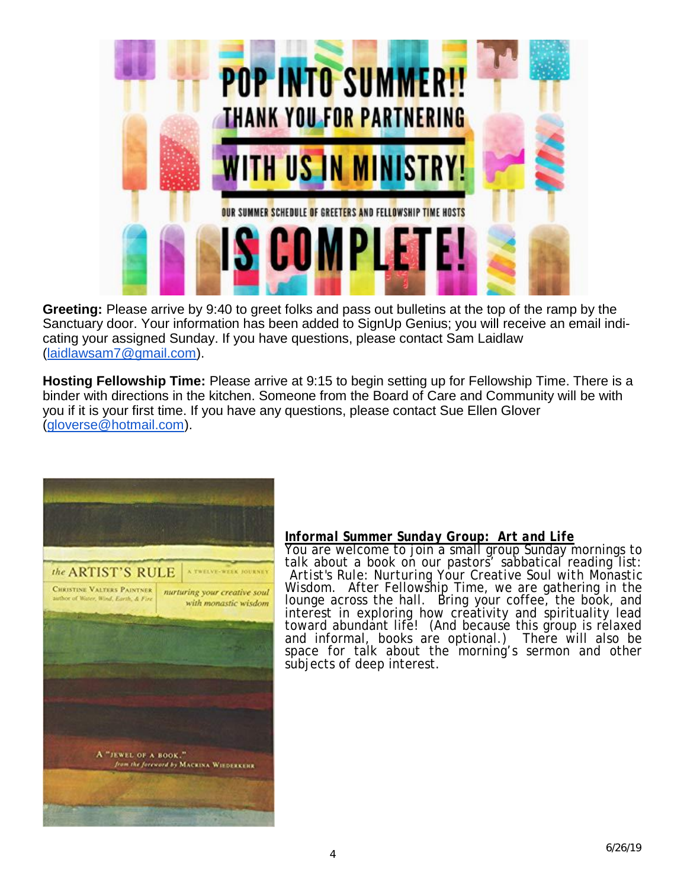# POP INTO SUMMER!!

## THANK YOU FOR PARTNERING WITH US IN MINISTRY!

OUR SUMMER SCHEDULE OF GREETERS AND FELLOWSHIP TIME HOSTS

## IS COMPLETE!

**Greeting:** Please arrive by 9:40 to greet folks and pass out bulletins at the top of the ramp by the Sanctuary door. Your information has been added to SignUp Genius; you will receive an email indicating your assigned Sunday. If you have questions, please contact Sam Laidlaw (laidlawsam7@gmail.com).

**Hosting Fellowship Time:** Please arrive at 9:15 to begin setting up for Fellowship Time. There is a binder with directions in the kitchen. Someone from the Board of Care and Community will be with you if it is your first time. If you have any questions, please contact Sue Ellen Glover (gloverse@hotmail.com).

***Informal Summer Sunday Group: Art and Life***

You are welcome to join a small group Sunday mornings to talk about a book on our pastors' sabbatical reading list: Artist's Rule: Nurturing Your Creative Soul with Monastic Wisdom. After Fellowship Time, we are gathering in the lounge across the hall. Bring your coffee, the book, and interest in exploring how creativity and spirituality lead toward abundant life! (And because this group is relaxed and informal, books are optional.) There will also be space for talk about the morning's sermon and other subjects of deep interest.

6/26/19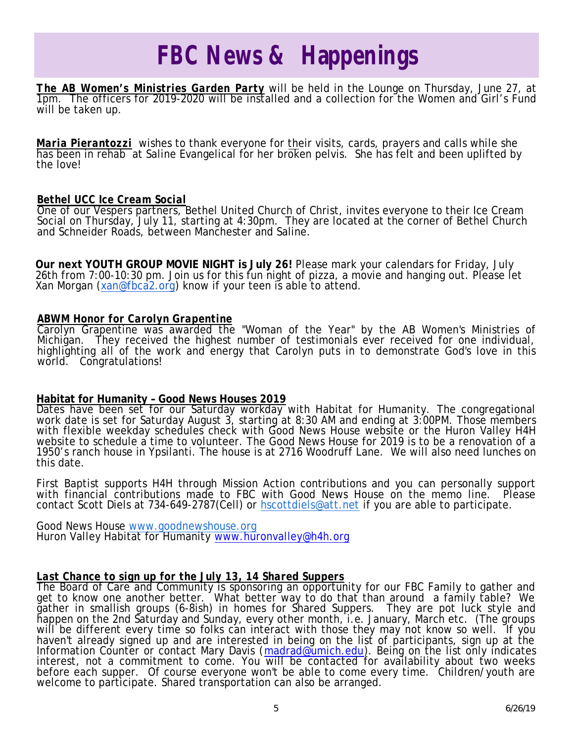# FBC News & Happenings

**The AB Women's Ministries Garden Party** will be held in the Lounge on Thursday, June 27, at 1pm. The officers for 2019-2020 will be installed and a collection for the Women and Girl's Fund will be taken up.

**Maria Pierantozzi** wishes to thank everyone for their visits, cards, prayers and calls while she has been in rehab at Saline Evangelical for her broken pelvis. She has felt and been uplifted by the love!

***Bethel UCC Ice Cream Social***

One of our Vespers partners, Bethel United Church of Christ, invites everyone to their Ice Cream Social on Thursday, July 11, starting at 4:30pm. They are located at the corner of Bethel Church and Schneider Roads, between Manchester and Saline.

**Our next YOUTH GROUP MOVIE NIGHT is July 26!** Please mark your calendars for Friday, July 26th from 7:00-10:30 pm. Join us for this fun night of pizza, a movie and hanging out. Please let Xan Morgan (xan@fbca2.org) know if your teen is able to attend.

***ABWM Honor for Carolyn Grapentine***

Carolyn Grapentine was awarded the "Woman of the Year" by the AB Women's Ministries of Michigan. They received the highest number of testimonials ever received for one individual, highlighting all of the work and energy that Carolyn puts in to demonstrate God's love in this world. Congratulations!

**Habitat for Humanity – Good News Houses 2019**

Dates have been set for our Saturday workday with Habitat for Humanity. The congregational work date is set for Saturday August 3, starting at 8:30 AM and ending at 3:00PM. Those members with flexible weekday schedules check with Good News House website or the Huron Valley H4H website to schedule a time to volunteer. The Good News House for 2019 is to be a renovation of a 1950's ranch house in Ypsilanti. The house is at 2716 Woodruff Lane. We will also need lunches on this date.

First Baptist supports H4H through Mission Action contributions and you can personally support with financial contributions made to FBC with Good News House on the memo line. Please contact Scott Diels at 734-649-2787(Cell) or hscottdiels@att.net if you are able to participate.

Good News House www.goodnewshouse.org
Huron Valley Habitat for Humanity www.huronvalley@h4h.org

***Last Chance to sign up for the July 13, 14 Shared Suppers***

The Board of Care and Community is sponsoring an opportunity for our FBC Family to gather and get to know one another better. What better way to do that than around a family table? We gather in smallish groups (6-8ish) in homes for Shared Suppers. They are pot luck style and happen on the 2nd Saturday and Sunday, every other month, i.e. January, March etc. (The groups will be different every time so folks can interact with those they may not know so well. If you haven't already signed up and are interested in being on the list of participants, sign up at the Information Counter or contact Mary Davis (madrad@umich.edu). Being on the list only indicates interest, not a commitment to come. You will be contacted for availability about two weeks before each supper. Of course everyone won't be able to come every time. Children/youth are welcome to participate. Shared transportation can also be arranged.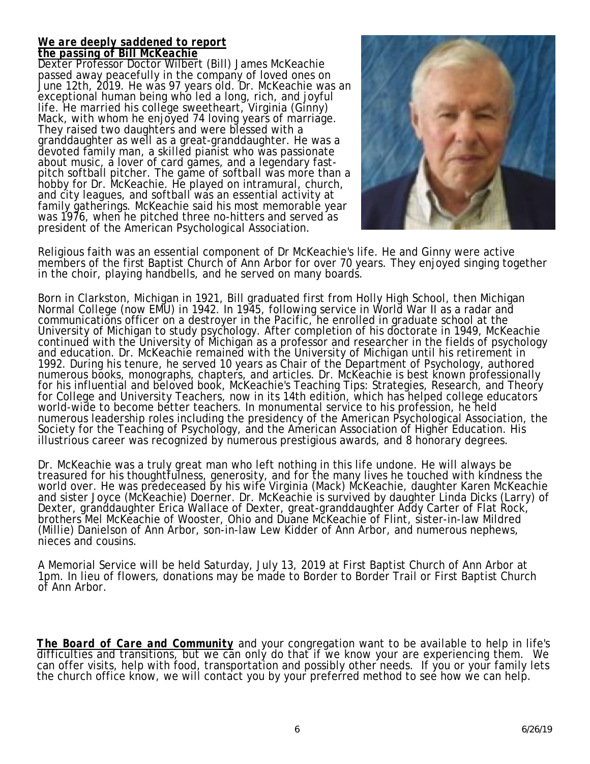***We are deeply saddened to report the passing of Bill McKeachie***

Dexter Professor Doctor Wilbert (Bill) James McKeachie passed away peacefully in the company of loved ones on June 12th, 2019. He was 97 years old. Dr. McKeachie was an exceptional human being who led a long, rich, and joyful life. He married his college sweetheart, Virginia (Ginny) Mack, with whom he enjoyed 74 loving years of marriage. They raised two daughters and were blessed with a granddaughter as well as a great-granddaughter. He was a devoted family man, a skilled pianist who was passionate about music, a lover of card games, and a legendary fast-pitch softball pitcher. The game of softball was more than a hobby for Dr. McKeachie. He played on intramural, church, and city leagues, and softball was an essential activity at family gatherings. McKeachie said his most memorable year was 1976, when he pitched three no-hitters and served as president of the American Psychological Association.

Religious faith was an essential component of Dr McKeachie's life. He and Ginny were active members of the first Baptist Church of Ann Arbor for over 70 years. They enjoyed singing together in the choir, playing handbells, and he served on many boards.

Born in Clarkston, Michigan in 1921, Bill graduated first from Holly High School, then Michigan Normal College (now EMU) in 1942. In 1945, following service in World War II as a radar and communications officer on a destroyer in the Pacific, he enrolled in graduate school at the University of Michigan to study psychology. After completion of his doctorate in 1949, McKeachie continued with the University of Michigan as a professor and researcher in the fields of psychology and education. Dr. McKeachie remained with the University of Michigan until his retirement in 1992. During his tenure, he served 10 years as Chair of the Department of Psychology, authored numerous books, monographs, chapters, and articles. Dr. McKeachie is best known professionally for his influential and beloved book, McKeachie's Teaching Tips: Strategies, Research, and Theory for College and University Teachers, now in its 14th edition, which has helped college educators world-wide to become better teachers. In monumental service to his profession, he held numerous leadership roles including the presidency of the American Psychological Association, the Society for the Teaching of Psychology, and the American Association of Higher Education. His illustrious career was recognized by numerous prestigious awards, and 8 honorary degrees.

Dr. McKeachie was a truly great man who left nothing in this life undone. He will always be treasured for his thoughtfulness, generosity, and for the many lives he touched with kindness the world over. He was predeceased by his wife Virginia (Mack) McKeachie, daughter Karen McKeachie and sister Joyce (McKeachie) Doerner. Dr. McKeachie is survived by daughter Linda Dicks (Larry) of Dexter, granddaughter Erica Wallace of Dexter, great-granddaughter Addy Carter of Flat Rock, brothers Mel McKeachie of Wooster, Ohio and Duane McKeachie of Flint, sister-in-law Mildred (Millie) Danielson of Ann Arbor, son-in-law Lew Kidder of Ann Arbor, and numerous nephews, nieces and cousins.

A Memorial Service will be held Saturday, July 13, 2019 at First Baptist Church of Ann Arbor at 1pm. In lieu of flowers, donations may be made to Border to Border Trail or First Baptist Church of Ann Arbor.

***The Board of Care and Community*** and your congregation want to be available to help in life's difficulties and transitions, but we can only do that if we know your are experiencing them. We can offer visits, help with food, transportation and possibly other needs. If you or your family lets the church office know, we will contact you by your preferred method to see how we can help.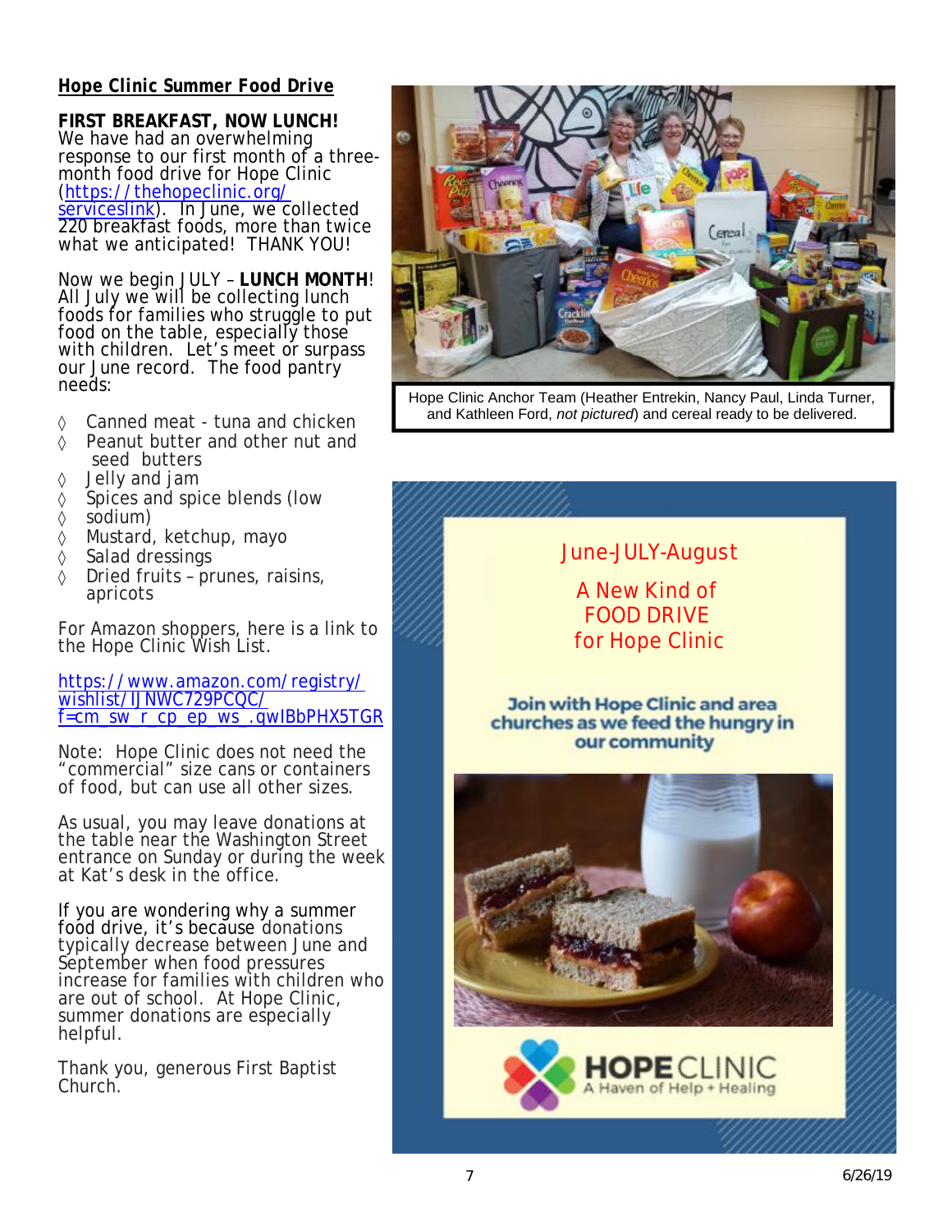## Hope Clinic Summer Food Drive

**FIRST BREAKFAST, NOW LUNCH!**
We have had an overwhelming response to our first month of a three-month food drive for Hope Clinic (https://thehopeclinic.org/serviceslink). In June, we collected 220 breakfast foods, more than twice what we anticipated! THANK YOU!

Now we begin JULY – **LUNCH MONTH**! All July we will be collecting lunch foods for families who struggle to put food on the table, especially those with children. Let's meet or surpass our June record. The food pantry needs:

- Canned meat - tuna and chicken
- Peanut butter and other nut and seed butters
- Jelly and jam
- Spices and spice blends (low sodium)
- Mustard, ketchup, mayo
- Salad dressings
- Dried fruits – prunes, raisins, apricots

For Amazon shoppers, here is a link to the Hope Clinic Wish List.

https://www.amazon.com/registry/wishlist/IJNWC729PCQC/f=cm_sw_r_cp_ep_ws_.qwIBbPHX5TGR

Note: Hope Clinic does not need the "commercial" size cans or containers of food, but can use all other sizes.

As usual, you may leave donations at the table near the Washington Street entrance on Sunday or during the week at Kat's desk in the office.

If you are wondering why a summer food drive, it's because donations typically decrease between June and September when food pressures increase for families with children who are out of school. At Hope Clinic, summer donations are especially helpful.

Thank you, generous First Baptist Church.

Hope Clinic Anchor Team (Heather Entrekin, Nancy Paul, Linda Turner, and Kathleen Ford, *not pictured*) and cereal ready to be delivered.

June-JULY-August

A New Kind of FOOD DRIVE for Hope Clinic

Join with Hope Clinic and area churches as we feed the hungry in our community

HOPE CLINIC
A Haven of Help + Healing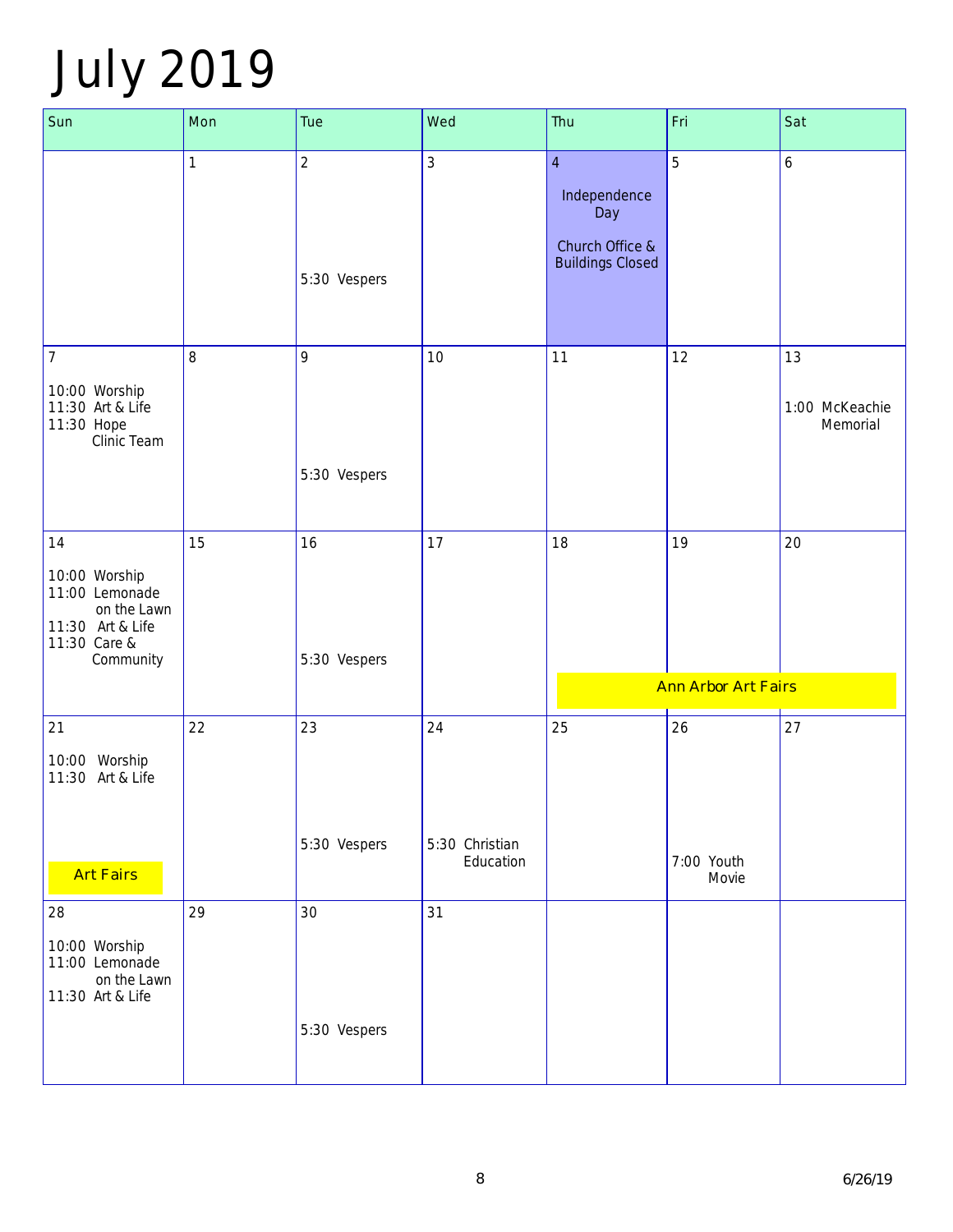# July 2019

| Sun | Mon | Tue | Wed | Thu | Fri | Sat |
|---|---|---|---|---|---|---|
| | 1 | 2<br><br>5:30 Vespers | 3 | 4<br><br>Independence Day<br><br>Church Office & Buildings Closed | 5 | 6 |
| 7<br><br>10:00 Worship<br>11:30 Art & Life<br>11:30 Hope Clinic Team | 8 | 9<br><br>5:30 Vespers | 10 | 11 | 12 | 13<br><br>1:00 McKeachie Memorial |
| 14<br><br>10:00 Worship<br>11:00 Lemonade on the Lawn<br>11:30 Art & Life<br>11:30 Care & Community | 15 | 16<br><br>5:30 Vespers | 17 | 18<br><br>Ann Arbor Art Fairs | 19<br><br>Ann Arbor Art Fairs | 20<br><br>Ann Arbor Art Fairs |
| 21<br><br>10:00 Worship<br>11:30 Art & Life<br><br>Art Fairs | 22 | 23<br><br>5:30 Vespers | 24<br><br>5:30 Christian Education | 25 | 26<br><br>7:00 Youth Movie | 27 |
| 28<br><br>10:00 Worship<br>11:00 Lemonade on the Lawn<br>11:30 Art & Life | 29 | 30<br><br>5:30 Vespers | 31 | | | |

6/26/19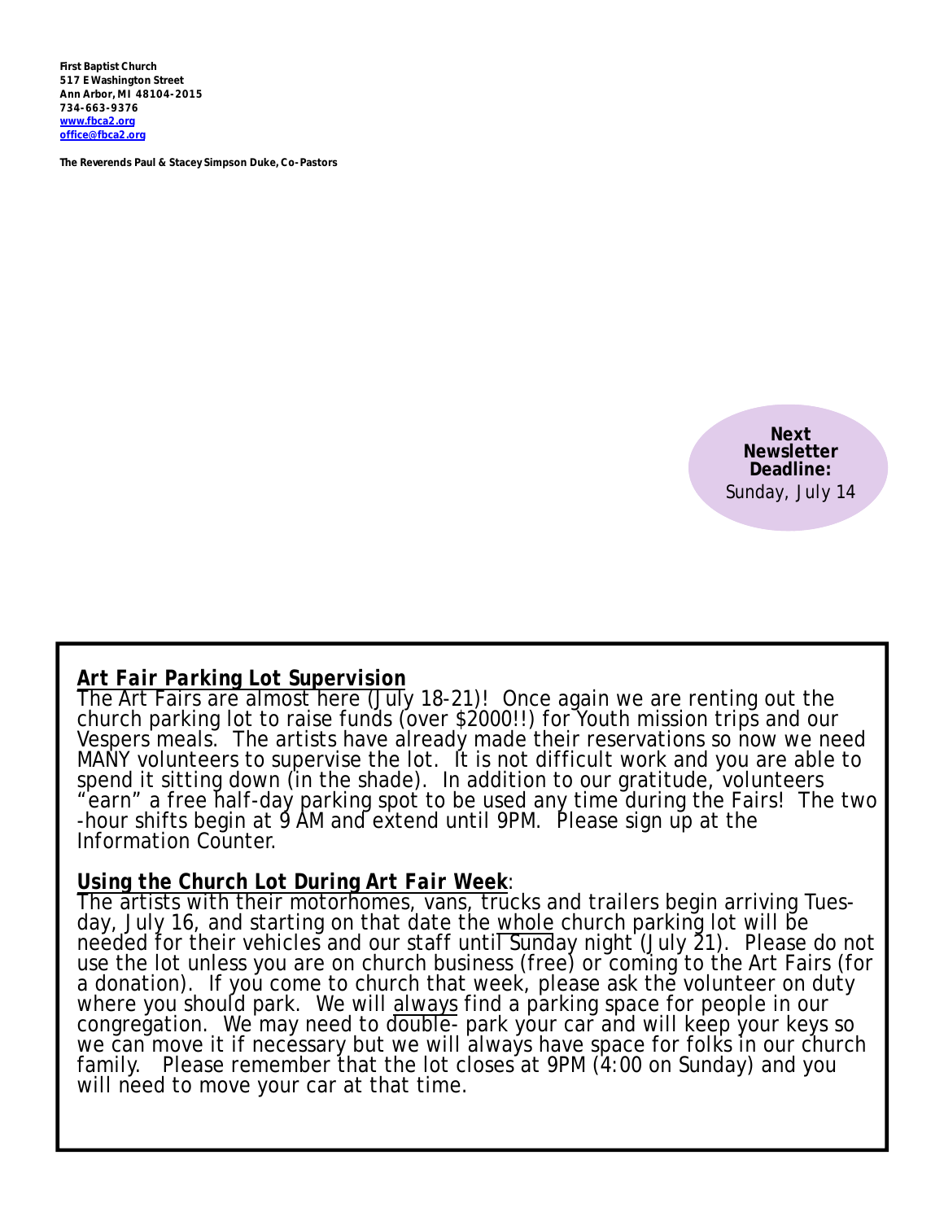**First Baptist Church**
**517 E Washington Street**
**Ann Arbor, MI 48104-2015**
**734-663-9376**
**www.fbca2.org**
**office@fbca2.org**

**The Reverends Paul & Stacey Simpson Duke, Co-Pastors**

**Next Newsletter Deadline:**
Sunday, July 14

## ***Art Fair Parking Lot Supervision***

The Art Fairs are almost here (July 18-21)! Once again we are renting out the church parking lot to raise funds (over $2000!!) for Youth mission trips and our Vespers meals. The artists have already made their reservations so now we need MANY volunteers to supervise the lot. It is not difficult work and you are able to spend it sitting down (in the shade). In addition to our gratitude, volunteers "earn" a free half-day parking spot to be used any time during the Fairs! The two-hour shifts begin at 9 AM and extend until 9PM. Please sign up at the Information Counter.

## ***Using the Church Lot During Art Fair Week***:

The artists with their motorhomes, vans, trucks and trailers begin arriving Tuesday, July 16, and starting on that date the whole church parking lot will be needed for their vehicles and our staff until Sunday night (July 21). Please do not use the lot unless you are on church business (free) or coming to the Art Fairs (for a donation). If you come to church that week, please ask the volunteer on duty where you should park. We will always find a parking space for people in our congregation. We may need to double- park your car and will keep your keys so we can move it if necessary but we will always have space for folks in our church family. Please remember that the lot closes at 9PM (4:00 on Sunday) and you will need to move your car at that time.